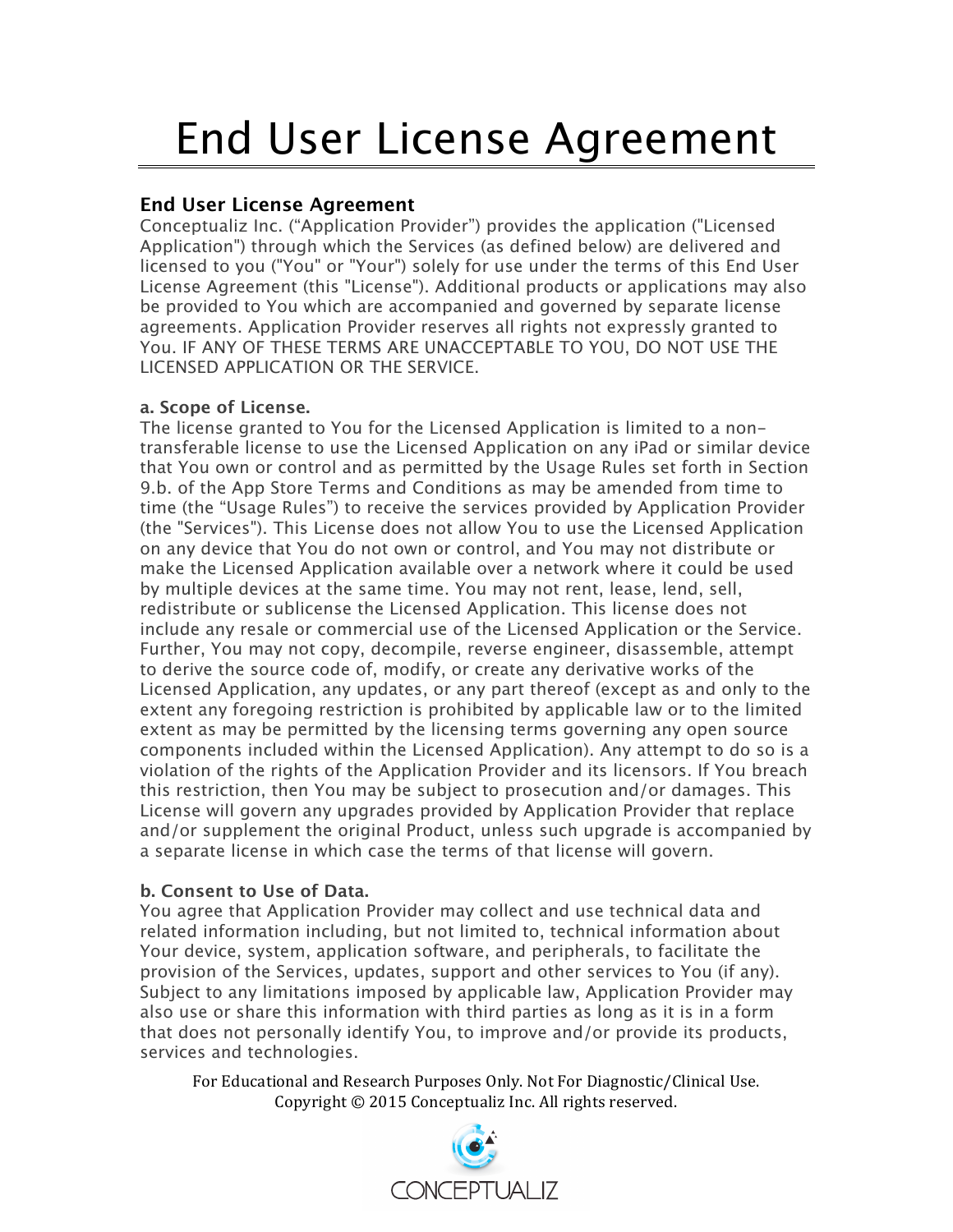# End User License Agreement

**End User License Agreement**

Conceptualiz Inc. ("Application Provider") provides the application ("Licensed Application") through which the Services (as defined below) are delivered and licensed to you ("You" or "Your") solely for use under the terms of this End User License Agreement (this "License"). Additional products or applications may also be provided to You which are accompanied and governed by separate license agreements. Application Provider reserves all rights not expressly granted to You. IF ANY OF THESE TERMS ARE UNACCEPTABLE TO YOU, DO NOT USE THE LICENSED APPLICATION OR THE SERVICE.

**a. Scope of License.**

The license granted to You for the Licensed Application is limited to a non-transferable license to use the Licensed Application on any iPad or similar device that You own or control and as permitted by the Usage Rules set forth in Section 9.b. of the App Store Terms and Conditions as may be amended from time to time (the "Usage Rules") to receive the services provided by Application Provider (the "Services"). This License does not allow You to use the Licensed Application on any device that You do not own or control, and You may not distribute or make the Licensed Application available over a network where it could be used by multiple devices at the same time. You may not rent, lease, lend, sell, redistribute or sublicense the Licensed Application. This license does not include any resale or commercial use of the Licensed Application or the Service. Further, You may not copy, decompile, reverse engineer, disassemble, attempt to derive the source code of, modify, or create any derivative works of the Licensed Application, any updates, or any part thereof (except as and only to the extent any foregoing restriction is prohibited by applicable law or to the limited extent as may be permitted by the licensing terms governing any open source components included within the Licensed Application). Any attempt to do so is a violation of the rights of the Application Provider and its licensors. If You breach this restriction, then You may be subject to prosecution and/or damages. This License will govern any upgrades provided by Application Provider that replace and/or supplement the original Product, unless such upgrade is accompanied by a separate license in which case the terms of that license will govern.

**b. Consent to Use of Data.**

You agree that Application Provider may collect and use technical data and related information including, but not limited to, technical information about Your device, system, application software, and peripherals, to facilitate the provision of the Services, updates, support and other services to You (if any). Subject to any limitations imposed by applicable law, Application Provider may also use or share this information with third parties as long as it is in a form that does not personally identify You, to improve and/or provide its products, services and technologies.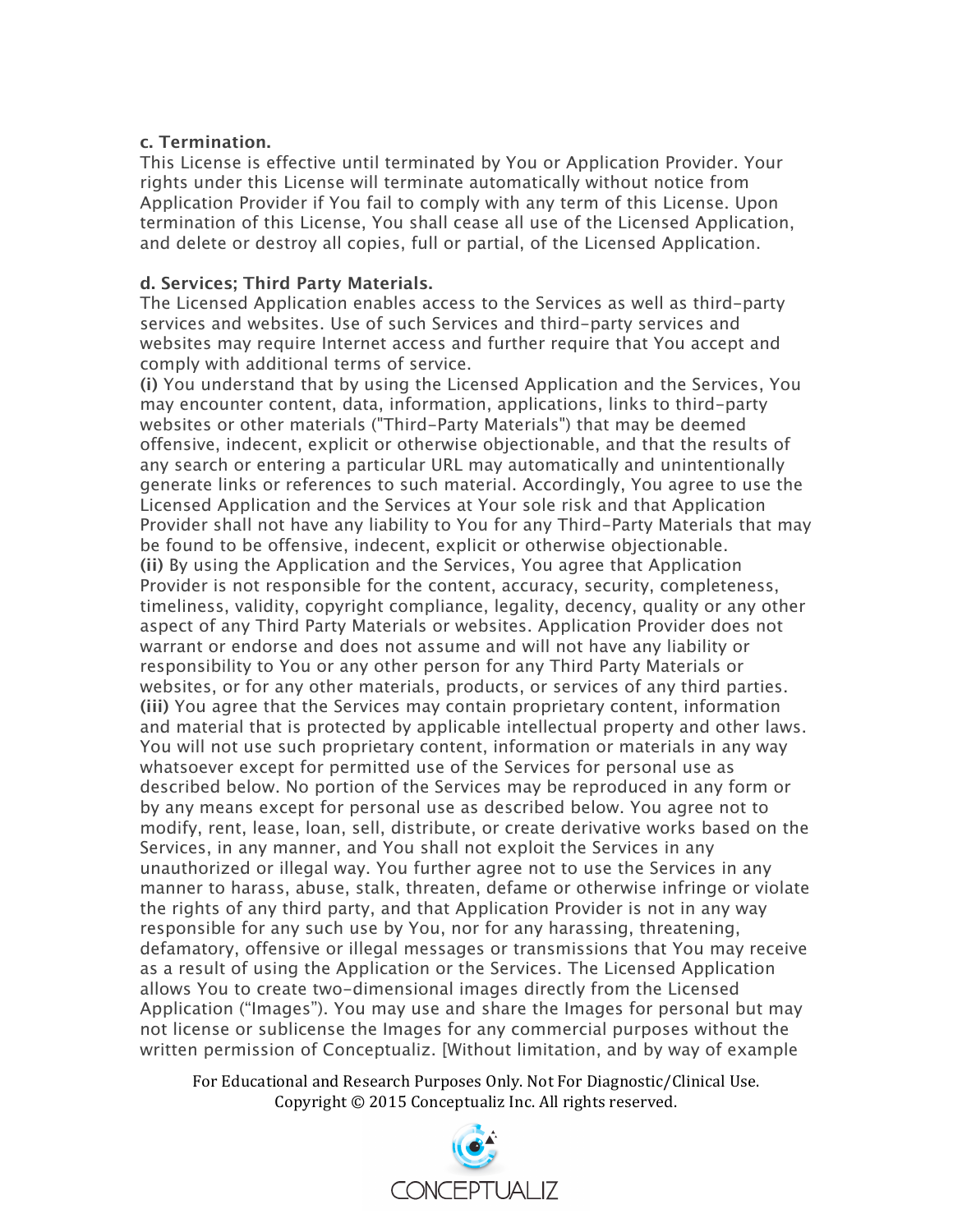**c. Termination.**

This License is effective until terminated by You or Application Provider. Your rights under this License will terminate automatically without notice from Application Provider if You fail to comply with any term of this License. Upon termination of this License, You shall cease all use of the Licensed Application, and delete or destroy all copies, full or partial, of the Licensed Application.

**d. Services; Third Party Materials.**

The Licensed Application enables access to the Services as well as third-party services and websites. Use of such Services and third-party services and websites may require Internet access and further require that You accept and comply with additional terms of service.

**(i)** You understand that by using the Licensed Application and the Services, You may encounter content, data, information, applications, links to third-party websites or other materials ("Third-Party Materials") that may be deemed offensive, indecent, explicit or otherwise objectionable, and that the results of any search or entering a particular URL may automatically and unintentionally generate links or references to such material. Accordingly, You agree to use the Licensed Application and the Services at Your sole risk and that Application Provider shall not have any liability to You for any Third-Party Materials that may be found to be offensive, indecent, explicit or otherwise objectionable.

**(ii)** By using the Application and the Services, You agree that Application Provider is not responsible for the content, accuracy, security, completeness, timeliness, validity, copyright compliance, legality, decency, quality or any other aspect of any Third Party Materials or websites. Application Provider does not warrant or endorse and does not assume and will not have any liability or responsibility to You or any other person for any Third Party Materials or websites, or for any other materials, products, or services of any third parties.

**(iii)** You agree that the Services may contain proprietary content, information and material that is protected by applicable intellectual property and other laws. You will not use such proprietary content, information or materials in any way whatsoever except for permitted use of the Services for personal use as described below. No portion of the Services may be reproduced in any form or by any means except for personal use as described below. You agree not to modify, rent, lease, loan, sell, distribute, or create derivative works based on the Services, in any manner, and You shall not exploit the Services in any unauthorized or illegal way. You further agree not to use the Services in any manner to harass, abuse, stalk, threaten, defame or otherwise infringe or violate the rights of any third party, and that Application Provider is not in any way responsible for any such use by You, nor for any harassing, threatening, defamatory, offensive or illegal messages or transmissions that You may receive as a result of using the Application or the Services. The Licensed Application allows You to create two-dimensional images directly from the Licensed Application ("Images"). You may use and share the Images for personal but may not license or sublicense the Images for any commercial purposes without the written permission of Conceptualiz. [Without limitation, and by way of example

For Educational and Research Purposes Only. Not For Diagnostic/Clinical Use.
Copyright © 2015 Conceptualiz Inc. All rights reserved.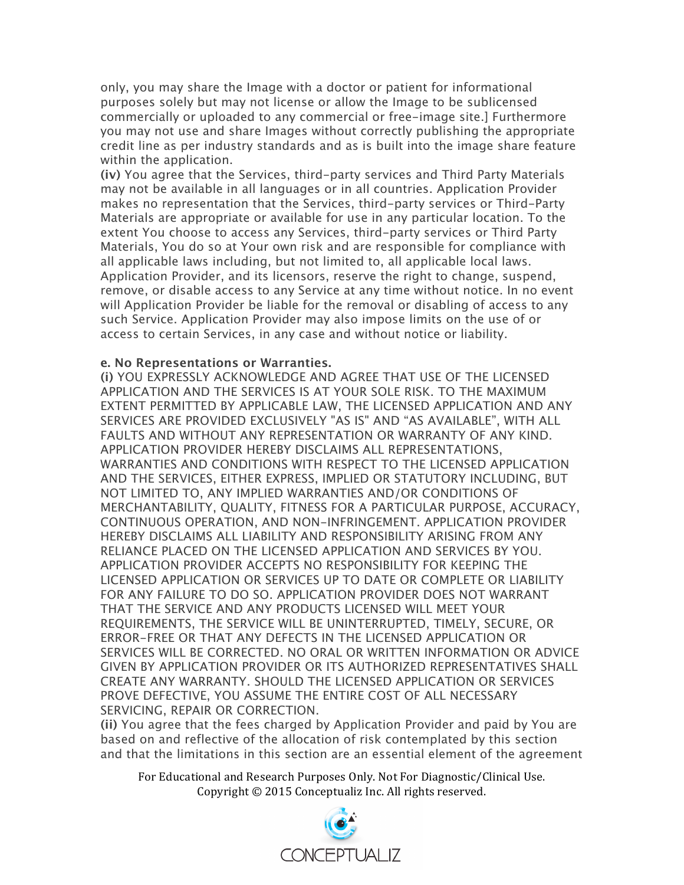only, you may share the Image with a doctor or patient for informational purposes solely but may not license or allow the Image to be sublicensed commercially or uploaded to any commercial or free-image site.] Furthermore you may not use and share Images without correctly publishing the appropriate credit line as per industry standards and as is built into the image share feature within the application.

**(iv)** You agree that the Services, third-party services and Third Party Materials may not be available in all languages or in all countries. Application Provider makes no representation that the Services, third-party services or Third-Party Materials are appropriate or available for use in any particular location. To the extent You choose to access any Services, third-party services or Third Party Materials, You do so at Your own risk and are responsible for compliance with all applicable laws including, but not limited to, all applicable local laws. Application Provider, and its licensors, reserve the right to change, suspend, remove, or disable access to any Service at any time without notice. In no event will Application Provider be liable for the removal or disabling of access to any such Service. Application Provider may also impose limits on the use of or access to certain Services, in any case and without notice or liability.

**e. No Representations or Warranties.**

**(i)** YOU EXPRESSLY ACKNOWLEDGE AND AGREE THAT USE OF THE LICENSED APPLICATION AND THE SERVICES IS AT YOUR SOLE RISK. TO THE MAXIMUM EXTENT PERMITTED BY APPLICABLE LAW, THE LICENSED APPLICATION AND ANY SERVICES ARE PROVIDED EXCLUSIVELY "AS IS" AND "AS AVAILABLE", WITH ALL FAULTS AND WITHOUT ANY REPRESENTATION OR WARRANTY OF ANY KIND. APPLICATION PROVIDER HEREBY DISCLAIMS ALL REPRESENTATIONS, WARRANTIES AND CONDITIONS WITH RESPECT TO THE LICENSED APPLICATION AND THE SERVICES, EITHER EXPRESS, IMPLIED OR STATUTORY INCLUDING, BUT NOT LIMITED TO, ANY IMPLIED WARRANTIES AND/OR CONDITIONS OF MERCHANTABILITY, QUALITY, FITNESS FOR A PARTICULAR PURPOSE, ACCURACY, CONTINUOUS OPERATION, AND NON-INFRINGEMENT. APPLICATION PROVIDER HEREBY DISCLAIMS ALL LIABILITY AND RESPONSIBILITY ARISING FROM ANY RELIANCE PLACED ON THE LICENSED APPLICATION AND SERVICES BY YOU. APPLICATION PROVIDER ACCEPTS NO RESPONSIBILITY FOR KEEPING THE LICENSED APPLICATION OR SERVICES UP TO DATE OR COMPLETE OR LIABILITY FOR ANY FAILURE TO DO SO. APPLICATION PROVIDER DOES NOT WARRANT THAT THE SERVICE AND ANY PRODUCTS LICENSED WILL MEET YOUR REQUIREMENTS, THE SERVICE WILL BE UNINTERRUPTED, TIMELY, SECURE, OR ERROR-FREE OR THAT ANY DEFECTS IN THE LICENSED APPLICATION OR SERVICES WILL BE CORRECTED. NO ORAL OR WRITTEN INFORMATION OR ADVICE GIVEN BY APPLICATION PROVIDER OR ITS AUTHORIZED REPRESENTATIVES SHALL CREATE ANY WARRANTY. SHOULD THE LICENSED APPLICATION OR SERVICES PROVE DEFECTIVE, YOU ASSUME THE ENTIRE COST OF ALL NECESSARY SERVICING, REPAIR OR CORRECTION.

**(ii)** You agree that the fees charged by Application Provider and paid by You are based on and reflective of the allocation of risk contemplated by this section and that the limitations in this section are an essential element of the agreement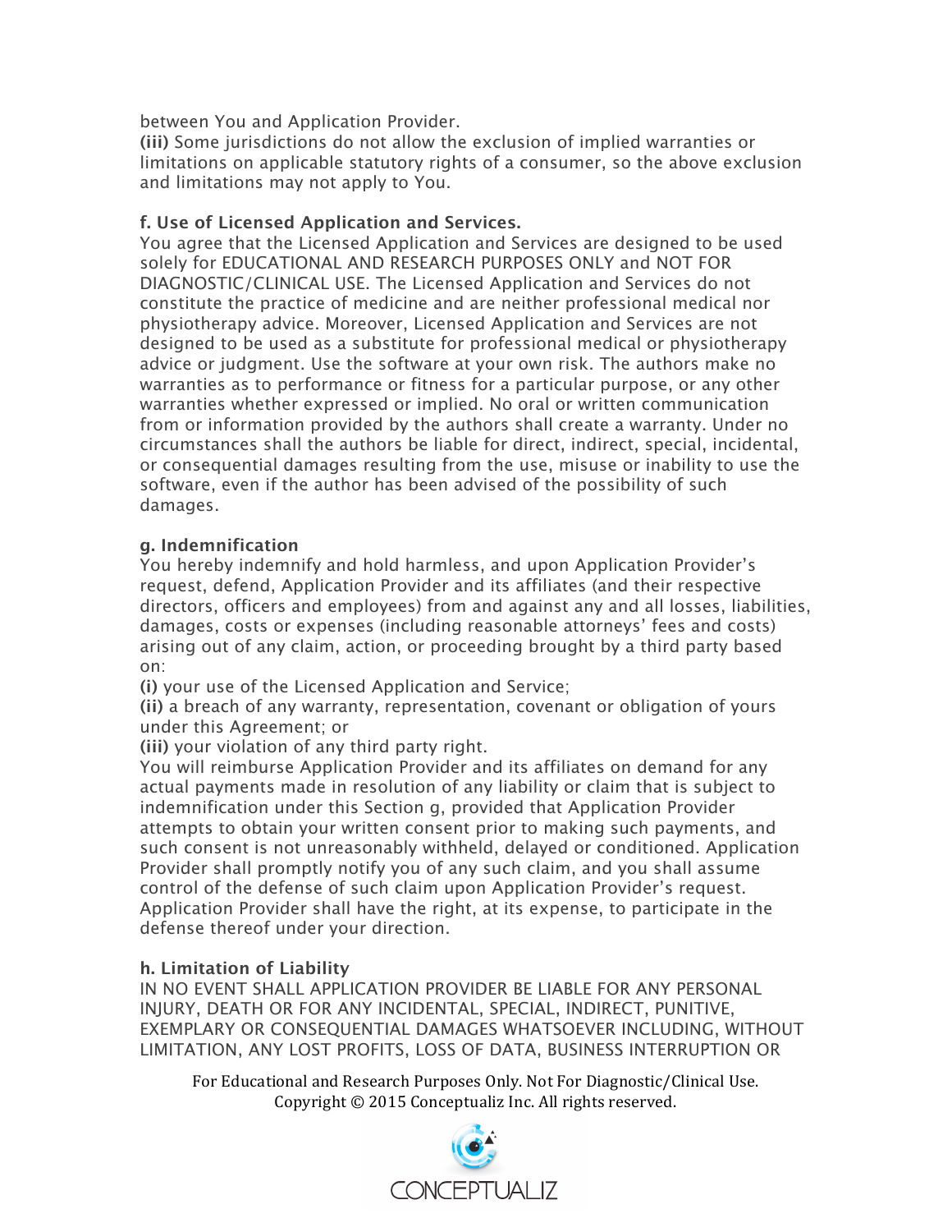between You and Application Provider.

**(iii)** Some jurisdictions do not allow the exclusion of implied warranties or limitations on applicable statutory rights of a consumer, so the above exclusion and limitations may not apply to You.

**f. Use of Licensed Application and Services.**

You agree that the Licensed Application and Services are designed to be used solely for EDUCATIONAL AND RESEARCH PURPOSES ONLY and NOT FOR DIAGNOSTIC/CLINICAL USE. The Licensed Application and Services do not constitute the practice of medicine and are neither professional medical nor physiotherapy advice. Moreover, Licensed Application and Services are not designed to be used as a substitute for professional medical or physiotherapy advice or judgment. Use the software at your own risk. The authors make no warranties as to performance or fitness for a particular purpose, or any other warranties whether expressed or implied. No oral or written communication from or information provided by the authors shall create a warranty. Under no circumstances shall the authors be liable for direct, indirect, special, incidental, or consequential damages resulting from the use, misuse or inability to use the software, even if the author has been advised of the possibility of such damages.

**g. Indemnification**

You hereby indemnify and hold harmless, and upon Application Provider's request, defend, Application Provider and its affiliates (and their respective directors, officers and employees) from and against any and all losses, liabilities, damages, costs or expenses (including reasonable attorneys' fees and costs) arising out of any claim, action, or proceeding brought by a third party based on:

**(i)** your use of the Licensed Application and Service;

**(ii)** a breach of any warranty, representation, covenant or obligation of yours under this Agreement; or

**(iii)** your violation of any third party right.

You will reimburse Application Provider and its affiliates on demand for any actual payments made in resolution of any liability or claim that is subject to indemnification under this Section g, provided that Application Provider attempts to obtain your written consent prior to making such payments, and such consent is not unreasonably withheld, delayed or conditioned. Application Provider shall promptly notify you of any such claim, and you shall assume control of the defense of such claim upon Application Provider's request. Application Provider shall have the right, at its expense, to participate in the defense thereof under your direction.

**h. Limitation of Liability**

IN NO EVENT SHALL APPLICATION PROVIDER BE LIABLE FOR ANY PERSONAL INJURY, DEATH OR FOR ANY INCIDENTAL, SPECIAL, INDIRECT, PUNITIVE, EXEMPLARY OR CONSEQUENTIAL DAMAGES WHATSOEVER INCLUDING, WITHOUT LIMITATION, ANY LOST PROFITS, LOSS OF DATA, BUSINESS INTERRUPTION OR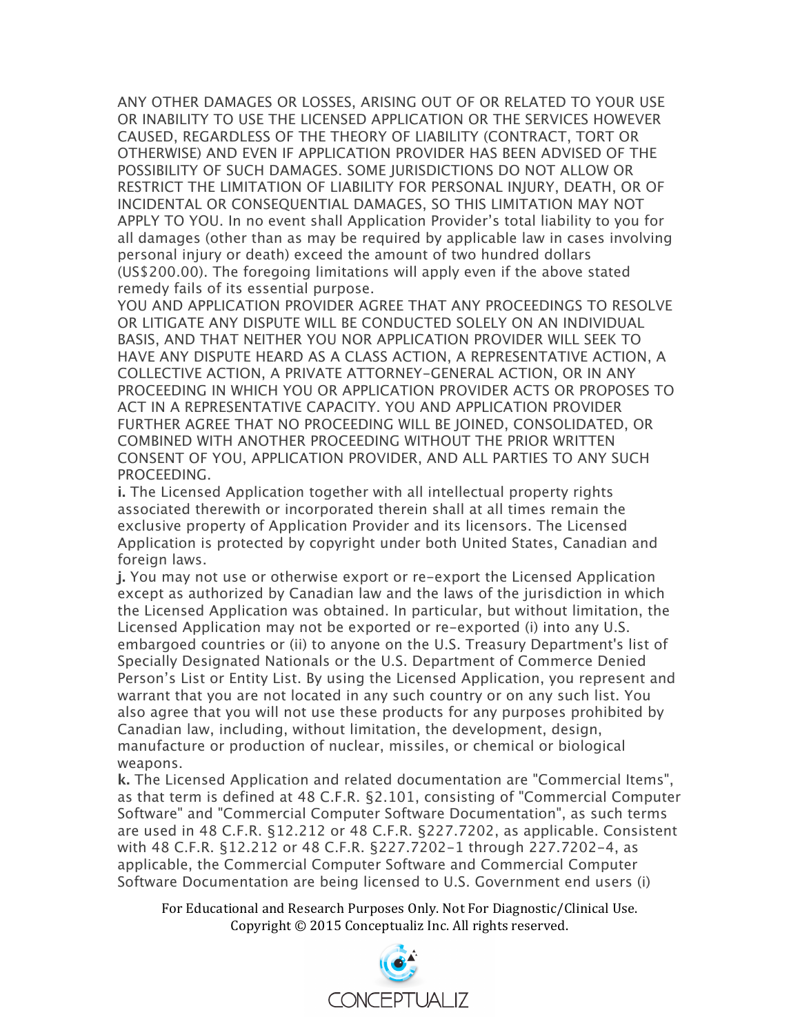ANY OTHER DAMAGES OR LOSSES, ARISING OUT OF OR RELATED TO YOUR USE OR INABILITY TO USE THE LICENSED APPLICATION OR THE SERVICES HOWEVER CAUSED, REGARDLESS OF THE THEORY OF LIABILITY (CONTRACT, TORT OR OTHERWISE) AND EVEN IF APPLICATION PROVIDER HAS BEEN ADVISED OF THE POSSIBILITY OF SUCH DAMAGES. SOME JURISDICTIONS DO NOT ALLOW OR RESTRICT THE LIMITATION OF LIABILITY FOR PERSONAL INJURY, DEATH, OR OF INCIDENTAL OR CONSEQUENTIAL DAMAGES, SO THIS LIMITATION MAY NOT APPLY TO YOU. In no event shall Application Provider's total liability to you for all damages (other than as may be required by applicable law in cases involving personal injury or death) exceed the amount of two hundred dollars (US$200.00). The foregoing limitations will apply even if the above stated remedy fails of its essential purpose.

YOU AND APPLICATION PROVIDER AGREE THAT ANY PROCEEDINGS TO RESOLVE OR LITIGATE ANY DISPUTE WILL BE CONDUCTED SOLELY ON AN INDIVIDUAL BASIS, AND THAT NEITHER YOU NOR APPLICATION PROVIDER WILL SEEK TO HAVE ANY DISPUTE HEARD AS A CLASS ACTION, A REPRESENTATIVE ACTION, A COLLECTIVE ACTION, A PRIVATE ATTORNEY-GENERAL ACTION, OR IN ANY PROCEEDING IN WHICH YOU OR APPLICATION PROVIDER ACTS OR PROPOSES TO ACT IN A REPRESENTATIVE CAPACITY. YOU AND APPLICATION PROVIDER FURTHER AGREE THAT NO PROCEEDING WILL BE JOINED, CONSOLIDATED, OR COMBINED WITH ANOTHER PROCEEDING WITHOUT THE PRIOR WRITTEN CONSENT OF YOU, APPLICATION PROVIDER, AND ALL PARTIES TO ANY SUCH PROCEEDING.

**i.** The Licensed Application together with all intellectual property rights associated therewith or incorporated therein shall at all times remain the exclusive property of Application Provider and its licensors. The Licensed Application is protected by copyright under both United States, Canadian and foreign laws.

**j.** You may not use or otherwise export or re-export the Licensed Application except as authorized by Canadian law and the laws of the jurisdiction in which the Licensed Application was obtained. In particular, but without limitation, the Licensed Application may not be exported or re-exported (i) into any U.S. embargoed countries or (ii) to anyone on the U.S. Treasury Department's list of Specially Designated Nationals or the U.S. Department of Commerce Denied Person's List or Entity List. By using the Licensed Application, you represent and warrant that you are not located in any such country or on any such list. You also agree that you will not use these products for any purposes prohibited by Canadian law, including, without limitation, the development, design, manufacture or production of nuclear, missiles, or chemical or biological weapons.

**k.** The Licensed Application and related documentation are "Commercial Items", as that term is defined at 48 C.F.R. §2.101, consisting of "Commercial Computer Software" and "Commercial Computer Software Documentation", as such terms are used in 48 C.F.R. §12.212 or 48 C.F.R. §227.7202, as applicable. Consistent with 48 C.F.R. §12.212 or 48 C.F.R. §227.7202-1 through 227.7202-4, as applicable, the Commercial Computer Software and Commercial Computer Software Documentation are being licensed to U.S. Government end users (i)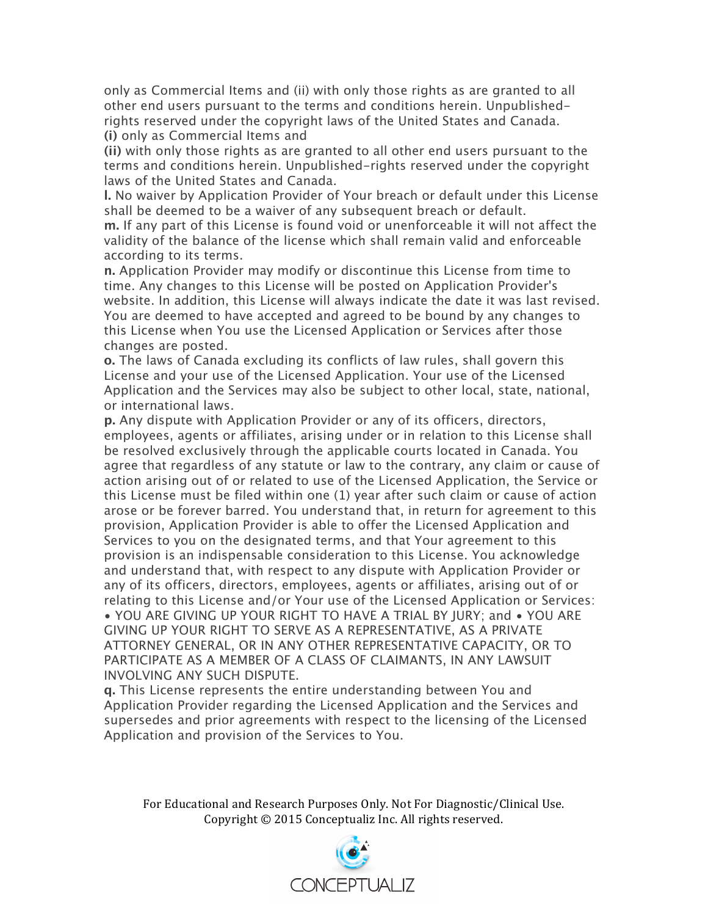only as Commercial Items and (ii) with only those rights as are granted to all other end users pursuant to the terms and conditions herein. Unpublished-rights reserved under the copyright laws of the United States and Canada.

**(i)** only as Commercial Items and

**(ii)** with only those rights as are granted to all other end users pursuant to the terms and conditions herein. Unpublished-rights reserved under the copyright laws of the United States and Canada.

**l.** No waiver by Application Provider of Your breach or default under this License shall be deemed to be a waiver of any subsequent breach or default.

**m.** If any part of this License is found void or unenforceable it will not affect the validity of the balance of the license which shall remain valid and enforceable according to its terms.

**n.** Application Provider may modify or discontinue this License from time to time. Any changes to this License will be posted on Application Provider's website. In addition, this License will always indicate the date it was last revised. You are deemed to have accepted and agreed to be bound by any changes to this License when You use the Licensed Application or Services after those changes are posted.

**o.** The laws of Canada excluding its conflicts of law rules, shall govern this License and your use of the Licensed Application. Your use of the Licensed Application and the Services may also be subject to other local, state, national, or international laws.

**p.** Any dispute with Application Provider or any of its officers, directors, employees, agents or affiliates, arising under or in relation to this License shall be resolved exclusively through the applicable courts located in Canada. You agree that regardless of any statute or law to the contrary, any claim or cause of action arising out of or related to use of the Licensed Application, the Service or this License must be filed within one (1) year after such claim or cause of action arose or be forever barred. You understand that, in return for agreement to this provision, Application Provider is able to offer the Licensed Application and Services to you on the designated terms, and that Your agreement to this provision is an indispensable consideration to this License. You acknowledge and understand that, with respect to any dispute with Application Provider or any of its officers, directors, employees, agents or affiliates, arising out of or relating to this License and/or Your use of the Licensed Application or Services:
• YOU ARE GIVING UP YOUR RIGHT TO HAVE A TRIAL BY JURY; and • YOU ARE GIVING UP YOUR RIGHT TO SERVE AS A REPRESENTATIVE, AS A PRIVATE ATTORNEY GENERAL, OR IN ANY OTHER REPRESENTATIVE CAPACITY, OR TO PARTICIPATE AS A MEMBER OF A CLASS OF CLAIMANTS, IN ANY LAWSUIT INVOLVING ANY SUCH DISPUTE.

**q.** This License represents the entire understanding between You and Application Provider regarding the Licensed Application and the Services and supersedes and prior agreements with respect to the licensing of the Licensed Application and provision of the Services to You.

For Educational and Research Purposes Only. Not For Diagnostic/Clinical Use.
Copyright © 2015 Conceptualiz Inc. All rights reserved.

CONCEPTUALIZ